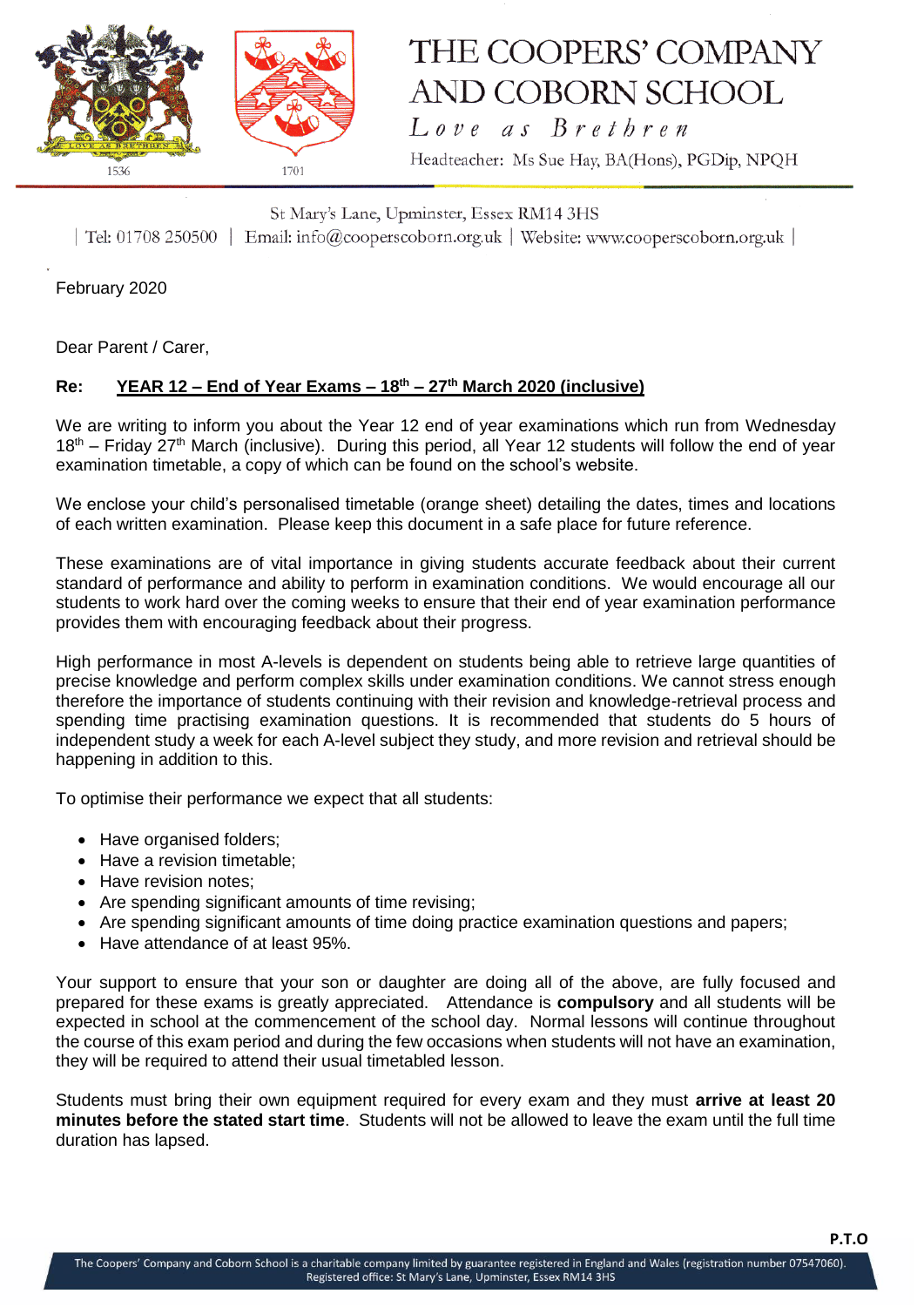# THE COOPERS' COMPANY AND COBORN SCHOOL

*Love as Brethren*

Headteacher: Ms Sue Hay, BA(Hons), PGDip, NPQH

St Mary's Lane, Upminster, Essex RM14 3HS

| Tel: 01708 250500 | Email: info@cooperscoborn.org.uk | Website: www.cooperscoborn.org.uk |

February 2020

Dear Parent / Carer,

**Re: <u>YEAR 12 – End of Year Exams – 18th – 27th March 2020 (inclusive)</u>**

We are writing to inform you about the Year 12 end of year examinations which run from Wednesday 18th – Friday 27th March (inclusive). During this period, all Year 12 students will follow the end of year examination timetable, a copy of which can be found on the school's website.

We enclose your child's personalised timetable (orange sheet) detailing the dates, times and locations of each written examination. Please keep this document in a safe place for future reference.

These examinations are of vital importance in giving students accurate feedback about their current standard of performance and ability to perform in examination conditions. We would encourage all our students to work hard over the coming weeks to ensure that their end of year examination performance provides them with encouraging feedback about their progress.

High performance in most A-levels is dependent on students being able to retrieve large quantities of precise knowledge and perform complex skills under examination conditions. We cannot stress enough therefore the importance of students continuing with their revision and knowledge-retrieval process and spending time practising examination questions. It is recommended that students do 5 hours of independent study a week for each A-level subject they study, and more revision and retrieval should be happening in addition to this.

To optimise their performance we expect that all students:

- Have organised folders;
- Have a revision timetable;
- Have revision notes;
- Are spending significant amounts of time revising;
- Are spending significant amounts of time doing practice examination questions and papers;
- Have attendance of at least 95%.

Your support to ensure that your son or daughter are doing all of the above, are fully focused and prepared for these exams is greatly appreciated. Attendance is **compulsory** and all students will be expected in school at the commencement of the school day. Normal lessons will continue throughout the course of this exam period and during the few occasions when students will not have an examination, they will be required to attend their usual timetabled lesson.

Students must bring their own equipment required for every exam and they must **arrive at least 20 minutes before the stated start time**. Students will not be allowed to leave the exam until the full time duration has lapsed.

**P.T.O**

The Coopers' Company and Coborn School is a charitable company limited by guarantee registered in England and Wales (registration number 07547060). Registered office: St Mary's Lane, Upminster, Essex RM14 3HS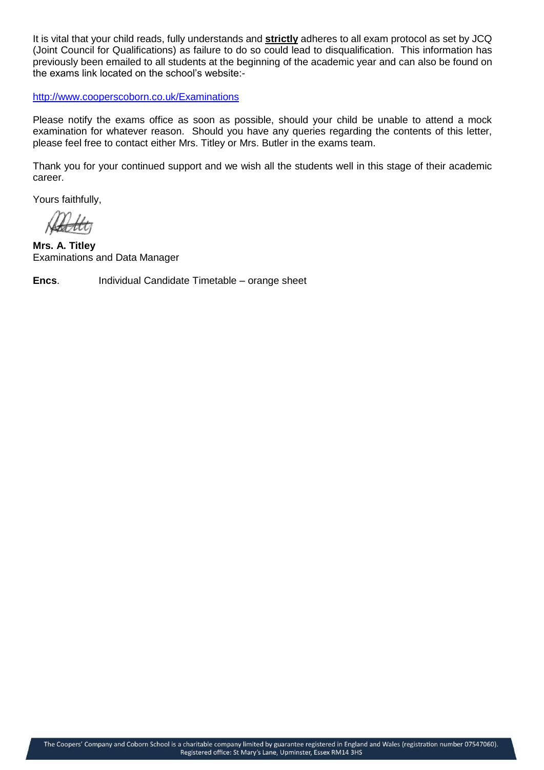It is vital that your child reads, fully understands and **strictly** adheres to all exam protocol as set by JCQ (Joint Council for Qualifications) as failure to do so could lead to disqualification. This information has previously been emailed to all students at the beginning of the academic year and can also be found on the exams link located on the school's website:-

http://www.cooperscoborn.co.uk/Examinations

Please notify the exams office as soon as possible, should your child be unable to attend a mock examination for whatever reason. Should you have any queries regarding the contents of this letter, please feel free to contact either Mrs. Titley or Mrs. Butler in the exams team.

Thank you for your continued support and we wish all the students well in this stage of their academic career.

Yours faithfully,

**Mrs. A. Titley**
Examinations and Data Manager

**Encs**. Individual Candidate Timetable – orange sheet

The Coopers' Company and Coborn School is a charitable company limited by guarantee registered in England and Wales (registration number 07547060). Registered office: St Mary's Lane, Upminster, Essex RM14 3HS